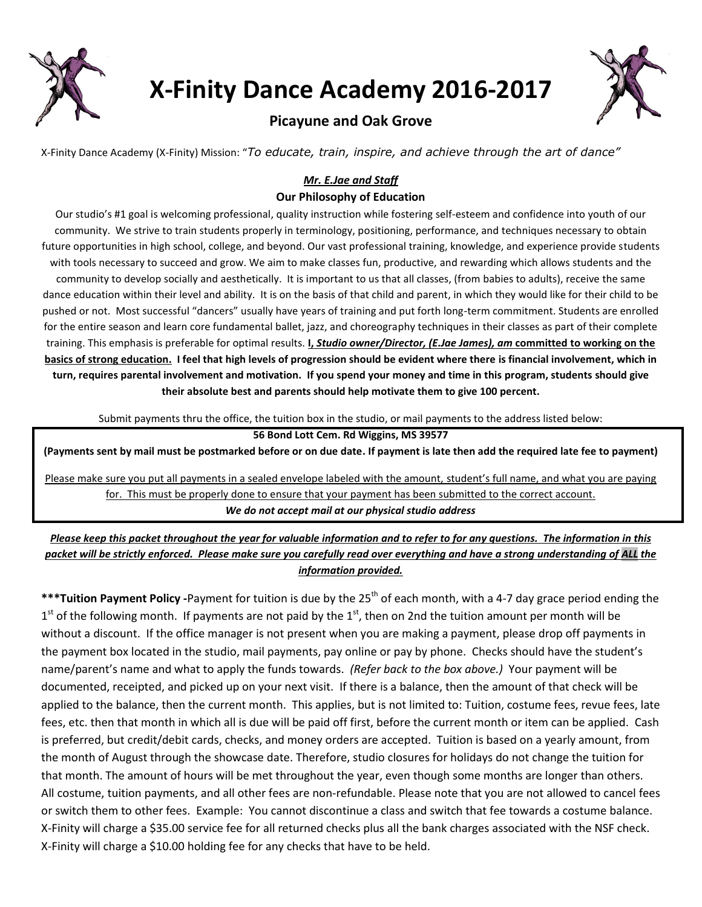# X-Finity Dance Academy 2016-2017

### Picayune and Oak Grove

X-Finity Dance Academy (X-Finity) Mission: "*To educate, train, inspire, and achieve through the art of dance"*

***Mr. E.Jae and Staff***

**Our Philosophy of Education**

Our studio's #1 goal is welcoming professional, quality instruction while fostering self-esteem and confidence into youth of our community. We strive to train students properly in terminology, positioning, performance, and techniques necessary to obtain future opportunities in high school, college, and beyond. Our vast professional training, knowledge, and experience provide students with tools necessary to succeed and grow. We aim to make classes fun, productive, and rewarding which allows students and the community to develop socially and aesthetically. It is important to us that all classes, (from babies to adults), receive the same dance education within their level and ability. It is on the basis of that child and parent, in which they would like for their child to be pushed or not. Most successful "dancers" usually have years of training and put forth long-term commitment. Students are enrolled for the entire season and learn core fundamental ballet, jazz, and choreography techniques in their classes as part of their complete training. This emphasis is preferable for optimal results. **I, *Studio owner/Director, (E.Jae James), am* committed to working on the basics of strong education. I feel that high levels of progression should be evident where there is financial involvement, which in turn, requires parental involvement and motivation. If you spend your money and time in this program, students should give their absolute best and parents should help motivate them to give 100 percent.**

Submit payments thru the office, the tuition box in the studio, or mail payments to the address listed below:

**56 Bond Lott Cem. Rd Wiggins, MS 39577**

**(Payments sent by mail must be postmarked before or on due date. If payment is late then add the required late fee to payment)**

Please make sure you put all payments in a sealed envelope labeled with the amount, student's full name, and what you are paying for. This must be properly done to ensure that your payment has been submitted to the correct account.

***We do not accept mail at our physical studio address***

***Please keep this packet throughout the year for valuable information and to refer to for any questions. The information in this packet will be strictly enforced. Please make sure you carefully read over everything and have a strong understanding of ALL the information provided.***

**\*\*\*Tuition Payment Policy -**Payment for tuition is due by the 25th of each month, with a 4-7 day grace period ending the 1st of the following month. If payments are not paid by the 1st, then on 2nd the tuition amount per month will be without a discount. If the office manager is not present when you are making a payment, please drop off payments in the payment box located in the studio, mail payments, pay online or pay by phone. Checks should have the student's name/parent's name and what to apply the funds towards. *(Refer back to the box above.)* Your payment will be documented, receipted, and picked up on your next visit. If there is a balance, then the amount of that check will be applied to the balance, then the current month. This applies, but is not limited to: Tuition, costume fees, revue fees, late fees, etc. then that month in which all is due will be paid off first, before the current month or item can be applied. Cash is preferred, but credit/debit cards, checks, and money orders are accepted. Tuition is based on a yearly amount, from the month of August through the showcase date. Therefore, studio closures for holidays do not change the tuition for that month. The amount of hours will be met throughout the year, even though some months are longer than others. All costume, tuition payments, and all other fees are non-refundable. Please note that you are not allowed to cancel fees or switch them to other fees. Example: You cannot discontinue a class and switch that fee towards a costume balance. X-Finity will charge a $35.00 service fee for all returned checks plus all the bank charges associated with the NSF check. X-Finity will charge a $10.00 holding fee for any checks that have to be held.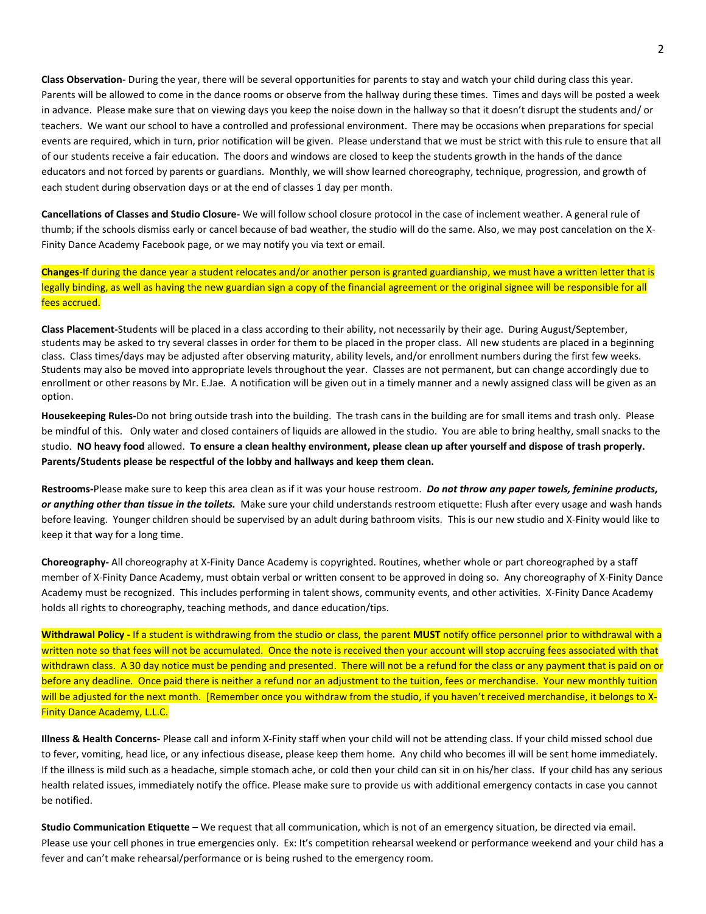**Class Observation-** During the year, there will be several opportunities for parents to stay and watch your child during class this year. Parents will be allowed to come in the dance rooms or observe from the hallway during these times. Times and days will be posted a week in advance. Please make sure that on viewing days you keep the noise down in the hallway so that it doesn't disrupt the students and/ or teachers. We want our school to have a controlled and professional environment. There may be occasions when preparations for special events are required, which in turn, prior notification will be given. Please understand that we must be strict with this rule to ensure that all of our students receive a fair education. The doors and windows are closed to keep the students growth in the hands of the dance educators and not forced by parents or guardians. Monthly, we will show learned choreography, technique, progression, and growth of each student during observation days or at the end of classes 1 day per month.

**Cancellations of Classes and Studio Closure-** We will follow school closure protocol in the case of inclement weather. A general rule of thumb; if the schools dismiss early or cancel because of bad weather, the studio will do the same. Also, we may post cancelation on the X-Finity Dance Academy Facebook page, or we may notify you via text or email.

**Changes**-If during the dance year a student relocates and/or another person is granted guardianship, we must have a written letter that is legally binding, as well as having the new guardian sign a copy of the financial agreement or the original signee will be responsible for all fees accrued.

**Class Placement-**Students will be placed in a class according to their ability, not necessarily by their age. During August/September, students may be asked to try several classes in order for them to be placed in the proper class. All new students are placed in a beginning class. Class times/days may be adjusted after observing maturity, ability levels, and/or enrollment numbers during the first few weeks. Students may also be moved into appropriate levels throughout the year. Classes are not permanent, but can change accordingly due to enrollment or other reasons by Mr. E.Jae. A notification will be given out in a timely manner and a newly assigned class will be given as an option.

**Housekeeping Rules-**Do not bring outside trash into the building. The trash cans in the building are for small items and trash only. Please be mindful of this. Only water and closed containers of liquids are allowed in the studio. You are able to bring healthy, small snacks to the studio. **NO heavy food** allowed. **To ensure a clean healthy environment, please clean up after yourself and dispose of trash properly. Parents/Students please be respectful of the lobby and hallways and keep them clean.**

**Restrooms-**Please make sure to keep this area clean as if it was your house restroom. ***Do not throw any paper towels, feminine products, or anything other than tissue in the toilets.*** Make sure your child understands restroom etiquette: Flush after every usage and wash hands before leaving. Younger children should be supervised by an adult during bathroom visits. This is our new studio and X-Finity would like to keep it that way for a long time.

**Choreography-** All choreography at X-Finity Dance Academy is copyrighted. Routines, whether whole or part choreographed by a staff member of X-Finity Dance Academy, must obtain verbal or written consent to be approved in doing so. Any choreography of X-Finity Dance Academy must be recognized. This includes performing in talent shows, community events, and other activities. X-Finity Dance Academy holds all rights to choreography, teaching methods, and dance education/tips.

**Withdrawal Policy -** If a student is withdrawing from the studio or class, the parent **MUST** notify office personnel prior to withdrawal with a written note so that fees will not be accumulated. Once the note is received then your account will stop accruing fees associated with that withdrawn class. A 30 day notice must be pending and presented. There will not be a refund for the class or any payment that is paid on or before any deadline. Once paid there is neither a refund nor an adjustment to the tuition, fees or merchandise. Your new monthly tuition will be adjusted for the next month. [Remember once you withdraw from the studio, if you haven't received merchandise, it belongs to X-Finity Dance Academy, L.L.C.

**Illness & Health Concerns-** Please call and inform X-Finity staff when your child will not be attending class. If your child missed school due to fever, vomiting, head lice, or any infectious disease, please keep them home. Any child who becomes ill will be sent home immediately. If the illness is mild such as a headache, simple stomach ache, or cold then your child can sit in on his/her class. If your child has any serious health related issues, immediately notify the office. Please make sure to provide us with additional emergency contacts in case you cannot be notified.

**Studio Communication Etiquette –** We request that all communication, which is not of an emergency situation, be directed via email. Please use your cell phones in true emergencies only. Ex: It's competition rehearsal weekend or performance weekend and your child has a fever and can't make rehearsal/performance or is being rushed to the emergency room.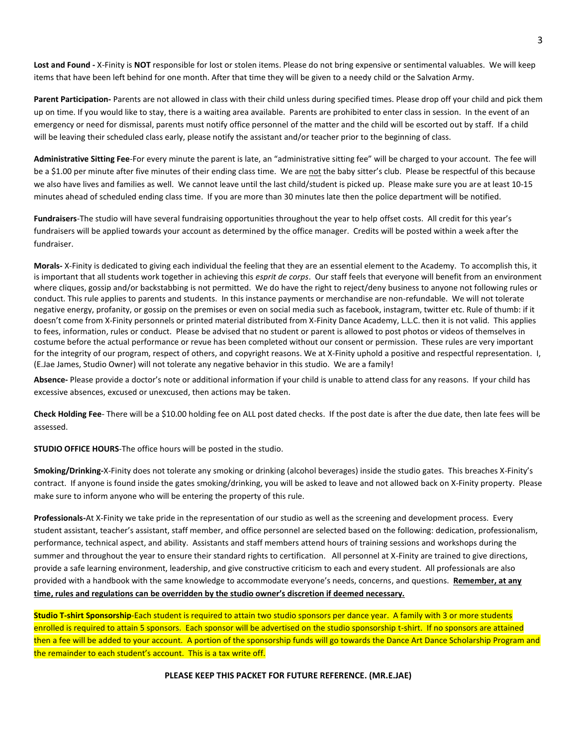**Lost and Found -** X-Finity is **NOT** responsible for lost or stolen items. Please do not bring expensive or sentimental valuables. We will keep items that have been left behind for one month. After that time they will be given to a needy child or the Salvation Army.

**Parent Participation-** Parents are not allowed in class with their child unless during specified times. Please drop off your child and pick them up on time. If you would like to stay, there is a waiting area available. Parents are prohibited to enter class in session. In the event of an emergency or need for dismissal, parents must notify office personnel of the matter and the child will be escorted out by staff. If a child will be leaving their scheduled class early, please notify the assistant and/or teacher prior to the beginning of class.

**Administrative Sitting Fee**-For every minute the parent is late, an "administrative sitting fee" will be charged to your account. The fee will be a $1.00 per minute after five minutes of their ending class time. We are <u>not</u> the baby sitter's club. Please be respectful of this because we also have lives and families as well. We cannot leave until the last child/student is picked up. Please make sure you are at least 10-15 minutes ahead of scheduled ending class time. If you are more than 30 minutes late then the police department will be notified.

**Fundraisers**-The studio will have several fundraising opportunities throughout the year to help offset costs. All credit for this year's fundraisers will be applied towards your account as determined by the office manager. Credits will be posted within a week after the fundraiser.

**Morals-** X-Finity is dedicated to giving each individual the feeling that they are an essential element to the Academy. To accomplish this, it is important that all students work together in achieving this *esprit de corps*. Our staff feels that everyone will benefit from an environment where cliques, gossip and/or backstabbing is not permitted. We do have the right to reject/deny business to anyone not following rules or conduct. This rule applies to parents and students. In this instance payments or merchandise are non-refundable. We will not tolerate negative energy, profanity, or gossip on the premises or even on social media such as facebook, instagram, twitter etc. Rule of thumb: if it doesn't come from X-Finity personnels or printed material distributed from X-Finity Dance Academy, L.L.C. then it is not valid. This applies to fees, information, rules or conduct. Please be advised that no student or parent is allowed to post photos or videos of themselves in costume before the actual performance or revue has been completed without our consent or permission. These rules are very important for the integrity of our program, respect of others, and copyright reasons. We at X-Finity uphold a positive and respectful representation. I, (E.Jae James, Studio Owner) will not tolerate any negative behavior in this studio. We are a family!

**Absence-** Please provide a doctor's note or additional information if your child is unable to attend class for any reasons. If your child has excessive absences, excused or unexcused, then actions may be taken.

**Check Holding Fee**- There will be a $10.00 holding fee on ALL post dated checks. If the post date is after the due date, then late fees will be assessed.

**STUDIO OFFICE HOURS**-The office hours will be posted in the studio.

**Smoking/Drinking-**X-Finity does not tolerate any smoking or drinking (alcohol beverages) inside the studio gates. This breaches X-Finity's contract. If anyone is found inside the gates smoking/drinking, you will be asked to leave and not allowed back on X-Finity property. Please make sure to inform anyone who will be entering the property of this rule.

**Professionals-**At X-Finity we take pride in the representation of our studio as well as the screening and development process. Every student assistant, teacher's assistant, staff member, and office personnel are selected based on the following: dedication, professionalism, performance, technical aspect, and ability. Assistants and staff members attend hours of training sessions and workshops during the summer and throughout the year to ensure their standard rights to certification. All personnel at X-Finity are trained to give directions, provide a safe learning environment, leadership, and give constructive criticism to each and every student. All professionals are also provided with a handbook with the same knowledge to accommodate everyone's needs, concerns, and questions. <u>**Remember, at any time, rules and regulations can be overridden by the studio owner's discretion if deemed necessary.**</u>

**Studio T-shirt Sponsorship**-Each student is required to attain two studio sponsors per dance year. A family with 3 or more students enrolled is required to attain 5 sponsors. Each sponsor will be advertised on the studio sponsorship t-shirt. If no sponsors are attained then a fee will be added to your account. A portion of the sponsorship funds will go towards the Dance Art Dance Scholarship Program and the remainder to each student's account. This is a tax write off.

**PLEASE KEEP THIS PACKET FOR FUTURE REFERENCE. (MR.E.JAE)**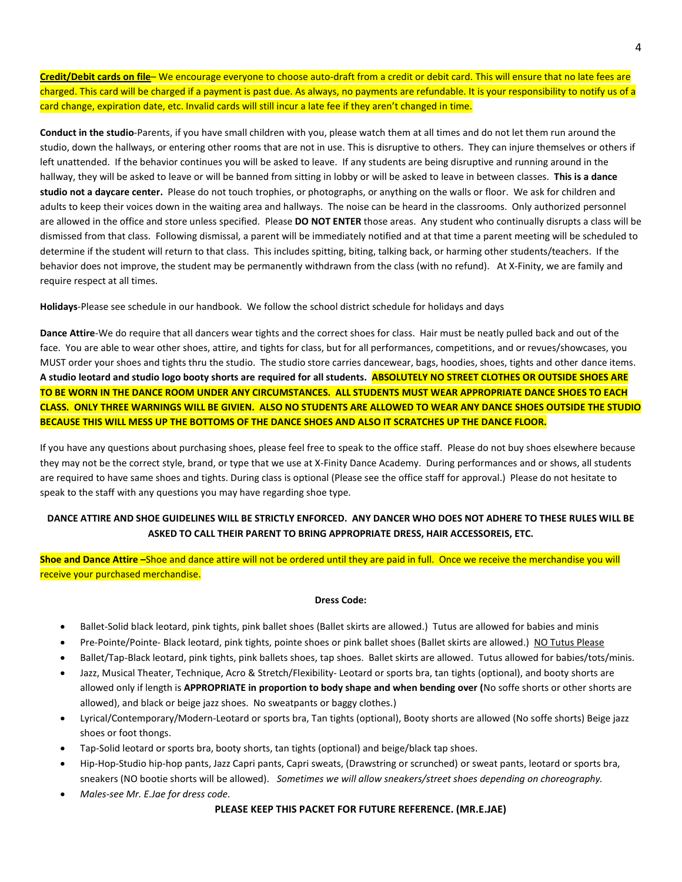**Credit/Debit cards on file**– We encourage everyone to choose auto-draft from a credit or debit card. This will ensure that no late fees are charged. This card will be charged if a payment is past due. As always, no payments are refundable. It is your responsibility to notify us of a card change, expiration date, etc. Invalid cards will still incur a late fee if they aren't changed in time.

**Conduct in the studio**-Parents, if you have small children with you, please watch them at all times and do not let them run around the studio, down the hallways, or entering other rooms that are not in use. This is disruptive to others. They can injure themselves or others if left unattended. If the behavior continues you will be asked to leave. If any students are being disruptive and running around in the hallway, they will be asked to leave or will be banned from sitting in lobby or will be asked to leave in between classes. **This is a dance studio not a daycare center.** Please do not touch trophies, or photographs, or anything on the walls or floor. We ask for children and adults to keep their voices down in the waiting area and hallways. The noise can be heard in the classrooms. Only authorized personnel are allowed in the office and store unless specified. Please **DO NOT ENTER** those areas. Any student who continually disrupts a class will be dismissed from that class. Following dismissal, a parent will be immediately notified and at that time a parent meeting will be scheduled to determine if the student will return to that class. This includes spitting, biting, talking back, or harming other students/teachers. If the behavior does not improve, the student may be permanently withdrawn from the class (with no refund). At X-Finity, we are family and require respect at all times.

**Holidays**-Please see schedule in our handbook. We follow the school district schedule for holidays and days

**Dance Attire**-We do require that all dancers wear tights and the correct shoes for class. Hair must be neatly pulled back and out of the face. You are able to wear other shoes, attire, and tights for class, but for all performances, competitions, and or revues/showcases, you MUST order your shoes and tights thru the studio. The studio store carries dancewear, bags, hoodies, shoes, tights and other dance items. **A studio leotard and studio logo booty shorts are required for all students. ABSOLUTELY NO STREET CLOTHES OR OUTSIDE SHOES ARE TO BE WORN IN THE DANCE ROOM UNDER ANY CIRCUMSTANCES. ALL STUDENTS MUST WEAR APPROPRIATE DANCE SHOES TO EACH CLASS. ONLY THREE WARNINGS WILL BE GIVIEN. ALSO NO STUDENTS ARE ALLOWED TO WEAR ANY DANCE SHOES OUTSIDE THE STUDIO BECAUSE THIS WILL MESS UP THE BOTTOMS OF THE DANCE SHOES AND ALSO IT SCRATCHES UP THE DANCE FLOOR.**

If you have any questions about purchasing shoes, please feel free to speak to the office staff. Please do not buy shoes elsewhere because they may not be the correct style, brand, or type that we use at X-Finity Dance Academy. During performances and or shows, all students are required to have same shoes and tights. During class is optional (Please see the office staff for approval.) Please do not hesitate to speak to the staff with any questions you may have regarding shoe type.

**DANCE ATTIRE AND SHOE GUIDELINES WILL BE STRICTLY ENFORCED. ANY DANCER WHO DOES NOT ADHERE TO THESE RULES WILL BE ASKED TO CALL THEIR PARENT TO BRING APPROPRIATE DRESS, HAIR ACCESSOREIS, ETC.**

**Shoe and Dance Attire –**Shoe and dance attire will not be ordered until they are paid in full. Once we receive the merchandise you will receive your purchased merchandise.

**Dress Code:**

- Ballet-Solid black leotard, pink tights, pink ballet shoes (Ballet skirts are allowed.) Tutus are allowed for babies and minis
- Pre-Pointe/Pointe- Black leotard, pink tights, pointe shoes or pink ballet shoes (Ballet skirts are allowed.) NO Tutus Please
- Ballet/Tap-Black leotard, pink tights, pink ballets shoes, tap shoes. Ballet skirts are allowed. Tutus allowed for babies/tots/minis.
- Jazz, Musical Theater, Technique, Acro & Stretch/Flexibility- Leotard or sports bra, tan tights (optional), and booty shorts are allowed only if length is **APPROPRIATE in proportion to body shape and when bending over (**No soffe shorts or other shorts are allowed), and black or beige jazz shoes. No sweatpants or baggy clothes.)
- Lyrical/Contemporary/Modern-Leotard or sports bra, Tan tights (optional), Booty shorts are allowed (No soffe shorts) Beige jazz shoes or foot thongs.
- Tap-Solid leotard or sports bra, booty shorts, tan tights (optional) and beige/black tap shoes.
- Hip-Hop-Studio hip-hop pants, Jazz Capri pants, Capri sweats, (Drawstring or scrunched) or sweat pants, leotard or sports bra, sneakers (NO bootie shorts will be allowed). *Sometimes we will allow sneakers/street shoes depending on choreography.*
- *Males-see Mr. E.Jae for dress code.*

**PLEASE KEEP THIS PACKET FOR FUTURE REFERENCE. (MR.E.JAE)**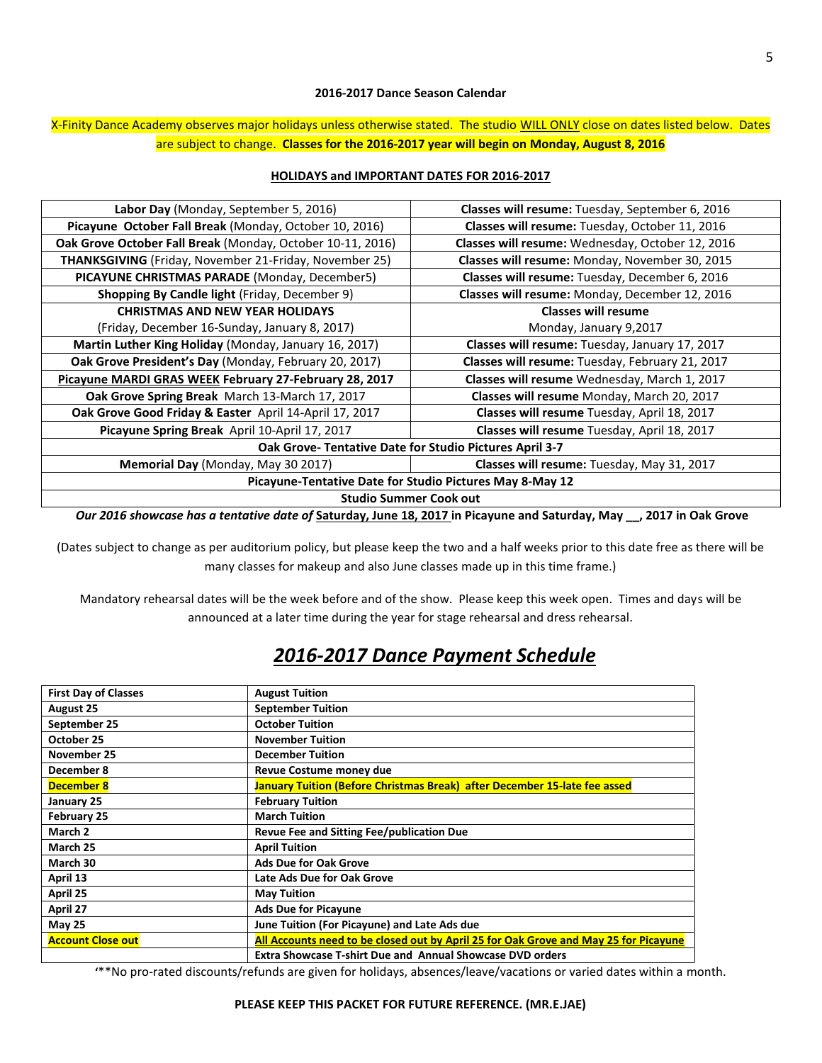**2016-2017 Dance Season Calendar**

X-Finity Dance Academy observes major holidays unless otherwise stated. The studio WILL ONLY close on dates listed below. Dates are subject to change. **Classes for the 2016-2017 year will begin on Monday, August 8, 2016**

**HOLIDAYS and IMPORTANT DATES FOR 2016-2017**

| | |
|---|---|
| **Labor Day** (Monday, September 5, 2016) | **Classes will resume:** Tuesday, September 6, 2016 |
| **Picayune October Fall Break** (Monday, October 10, 2016) | **Classes will resume:** Tuesday, October 11, 2016 |
| **Oak Grove October Fall Break** (Monday, October 10-11, 2016) | **Classes will resume:** Wednesday, October 12, 2016 |
| **THANKSGIVING** (Friday, November 21-Friday, November 25) | **Classes will resume:** Monday, November 30, 2015 |
| **PICAYUNE CHRISTMAS PARADE** (Monday, December5) | **Classes will resume:** Tuesday, December 6, 2016 |
| **Shopping By Candle light** (Friday, December 9) | **Classes will resume:** Monday, December 12, 2016 |
| **CHRISTMAS AND NEW YEAR HOLIDAYS** (Friday, December 16-Sunday, January 8, 2017) | **Classes will resume** Monday, January 9,2017 |
| **Martin Luther King Holiday** (Monday, January 16, 2017) | **Classes will resume:** Tuesday, January 17, 2017 |
| **Oak Grove President's Day** (Monday, February 20, 2017) | **Classes will resume:** Tuesday, February 21, 2017 |
| **Picayune MARDI GRAS WEEK February 27-February 28, 2017** | **Classes will resume** Wednesday, March 1, 2017 |
| **Oak Grove Spring Break** March 13-March 17, 2017 | **Classes will resume** Monday, March 20, 2017 |
| **Oak Grove Good Friday & Easter** April 14-April 17, 2017 | **Classes will resume** Tuesday, April 18, 2017 |
| **Picayune Spring Break** April 10-April 17, 2017 | **Classes will resume** Tuesday, April 18, 2017 |
| **Oak Grove- Tentative Date for Studio Pictures April 3-7** | |
| **Memorial Day** (Monday, May 30 2017) | **Classes will resume:** Tuesday, May 31, 2017 |
| **Picayune-Tentative Date for Studio Pictures May 8-May 12** | |
| **Studio Summer Cook out** | |

***Our 2016 showcase has a tentative date of Saturday, June 18, 2017 in Picayune and Saturday, May __, 2017 in Oak Grove***

(Dates subject to change as per auditorium policy, but please keep the two and a half weeks prior to this date free as there will be many classes for makeup and also June classes made up in this time frame.)

Mandatory rehearsal dates will be the week before and of the show. Please keep this week open. Times and days will be announced at a later time during the year for stage rehearsal and dress rehearsal.

# *2016-2017 Dance Payment Schedule*

| | |
|---|---|
| **First Day of Classes** | **August Tuition** |
| **August 25** | **September Tuition** |
| **September 25** | **October Tuition** |
| **October 25** | **November Tuition** |
| **November 25** | **December Tuition** |
| **December 8** | **Revue Costume money due** |
| **December 8** | **January Tuition (Before Christmas Break) after December 15-late fee assed** |
| **January 25** | **February Tuition** |
| **February 25** | **March Tuition** |
| **March 2** | **Revue Fee and Sitting Fee/publication Due** |
| **March 25** | **April Tuition** |
| **March 30** | **Ads Due for Oak Grove** |
| **April 13** | **Late Ads Due for Oak Grove** |
| **April 25** | **May Tuition** |
| **April 27** | **Ads Due for Picayune** |
| **May 25** | **June Tuition (For Picayune) and Late Ads due** |
| **Account Close out** | **All Accounts need to be closed out by April 25 for Oak Grove and May 25 for Picayune** |
| | **Extra Showcase T-shirt Due and Annual Showcase DVD orders** |

'**No pro-rated discounts/refunds are given for holidays, absences/leave/vacations or varied dates within a month.

**PLEASE KEEP THIS PACKET FOR FUTURE REFERENCE. (MR.E.JAE)**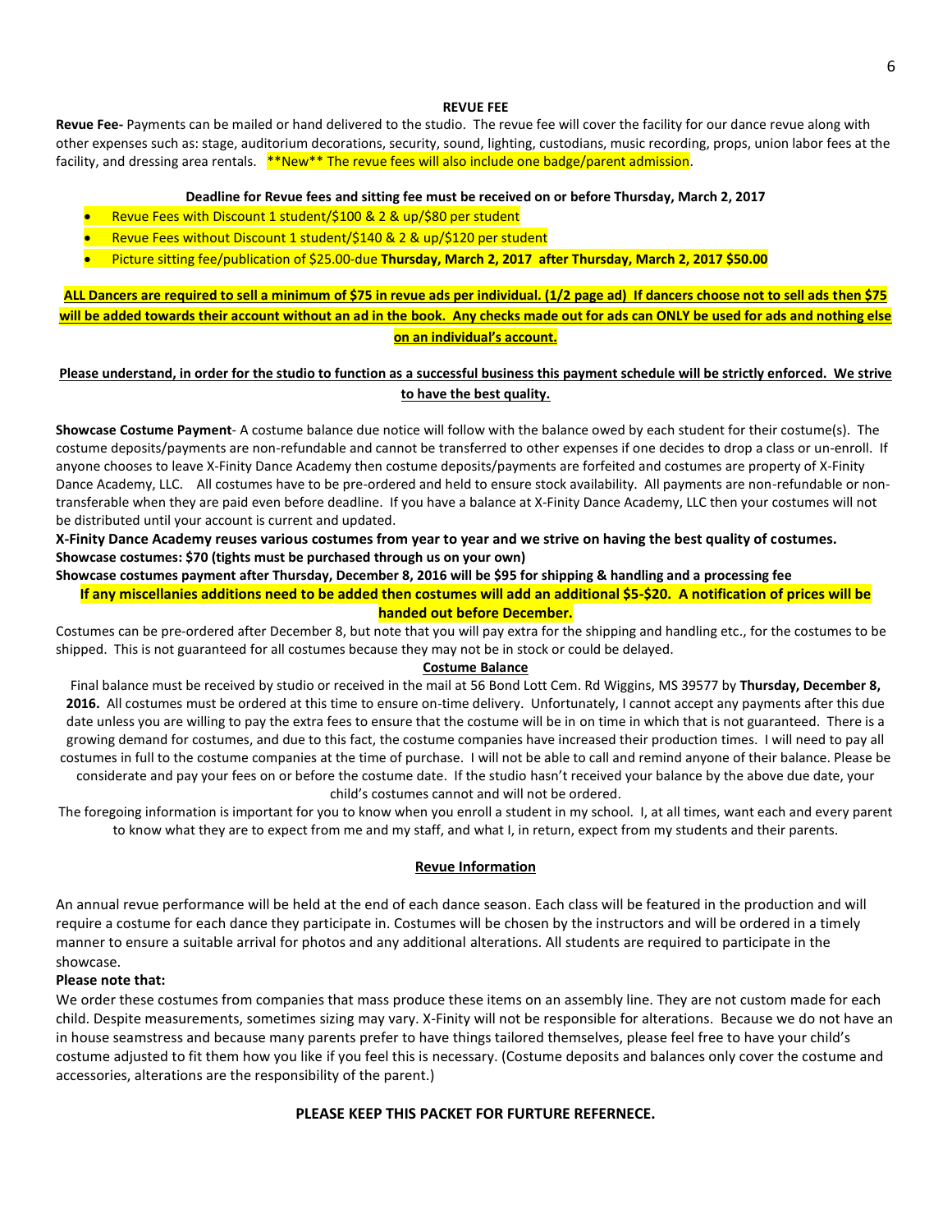## REVUE FEE

**Revue Fee-** Payments can be mailed or hand delivered to the studio. The revue fee will cover the facility for our dance revue along with other expenses such as: stage, auditorium decorations, security, sound, lighting, custodians, music recording, props, union labor fees at the facility, and dressing area rentals. **New** The revue fees will also include one badge/parent admission.

**Deadline for Revue fees and sitting fee must be received on or before Thursday, March 2, 2017**

- Revue Fees with Discount 1 student/$100 & 2 & up/$80 per student
- Revue Fees without Discount 1 student/$140 & 2 & up/$120 per student
- Picture sitting fee/publication of $25.00-due **Thursday, March 2, 2017 after Thursday, March 2, 2017 $50.00**

**ALL Dancers are required to sell a minimum of $75 in revue ads per individual. (1/2 page ad) If dancers choose not to sell ads then $75 will be added towards their account without an ad in the book. Any checks made out for ads can ONLY be used for ads and nothing else on an individual's account.**

**Please understand, in order for the studio to function as a successful business this payment schedule will be strictly enforced. We strive to have the best quality.**

**Showcase Costume Payment**- A costume balance due notice will follow with the balance owed by each student for their costume(s). The costume deposits/payments are non-refundable and cannot be transferred to other expenses if one decides to drop a class or un-enroll. If anyone chooses to leave X-Finity Dance Academy then costume deposits/payments are forfeited and costumes are property of X-Finity Dance Academy, LLC. All costumes have to be pre-ordered and held to ensure stock availability. All payments are non-refundable or non-transferable when they are paid even before deadline. If you have a balance at X-Finity Dance Academy, LLC then your costumes will not be distributed until your account is current and updated.

**X-Finity Dance Academy reuses various costumes from year to year and we strive on having the best quality of costumes.**
**Showcase costumes: $70 (tights must be purchased through us on your own)**
**Showcase costumes payment after Thursday, December 8, 2016 will be $95 for shipping & handling and a processing fee**

**If any miscellanies additions need to be added then costumes will add an additional $5-$20. A notification of prices will be handed out before December.**

Costumes can be pre-ordered after December 8, but note that you will pay extra for the shipping and handling etc., for the costumes to be shipped. This is not guaranteed for all costumes because they may not be in stock or could be delayed.

**Costume Balance**

Final balance must be received by studio or received in the mail at 56 Bond Lott Cem. Rd Wiggins, MS 39577 by **Thursday, December 8, 2016.** All costumes must be ordered at this time to ensure on-time delivery. Unfortunately, I cannot accept any payments after this due date unless you are willing to pay the extra fees to ensure that the costume will be in on time in which that is not guaranteed. There is a growing demand for costumes, and due to this fact, the costume companies have increased their production times. I will need to pay all costumes in full to the costume companies at the time of purchase. I will not be able to call and remind anyone of their balance. Please be considerate and pay your fees on or before the costume date. If the studio hasn't received your balance by the above due date, your child's costumes cannot and will not be ordered.

The foregoing information is important for you to know when you enroll a student in my school. I, at all times, want each and every parent to know what they are to expect from me and my staff, and what I, in return, expect from my students and their parents.

## Revue Information

An annual revue performance will be held at the end of each dance season. Each class will be featured in the production and will require a costume for each dance they participate in. Costumes will be chosen by the instructors and will be ordered in a timely manner to ensure a suitable arrival for photos and any additional alterations. All students are required to participate in the showcase.

**Please note that:**

We order these costumes from companies that mass produce these items on an assembly line. They are not custom made for each child. Despite measurements, sometimes sizing may vary. X-Finity will not be responsible for alterations. Because we do not have an in house seamstress and because many parents prefer to have things tailored themselves, please feel free to have your child's costume adjusted to fit them how you like if you feel this is necessary. (Costume deposits and balances only cover the costume and accessories, alterations are the responsibility of the parent.)

**PLEASE KEEP THIS PACKET FOR FURTURE REFERNECE.**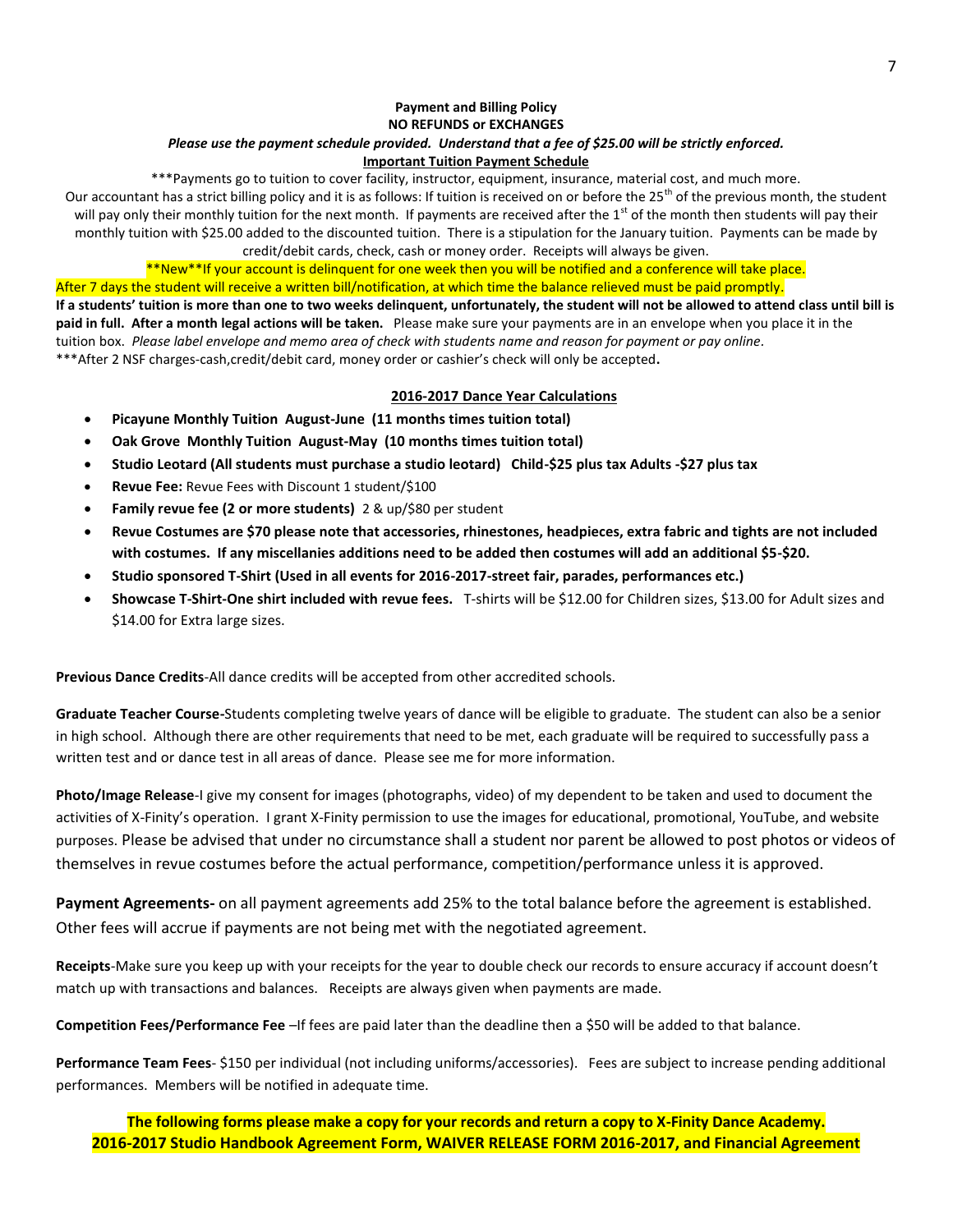**Payment and Billing Policy**
**NO REFUNDS or EXCHANGES**
***Please use the payment schedule provided. Understand that a fee of $25.00 will be strictly enforced.***
**Important Tuition Payment Schedule**

***Payments go to tuition to cover facility, instructor, equipment, insurance, material cost, and much more. Our accountant has a strict billing policy and it is as follows: If tuition is received on or before the 25th of the previous month, the student will pay only their monthly tuition for the next month. If payments are received after the 1st of the month then students will pay their monthly tuition with $25.00 added to the discounted tuition. There is a stipulation for the January tuition. Payments can be made by credit/debit cards, check, cash or money order. Receipts will always be given.

**New**If your account is delinquent for one week then you will be notified and a conference will take place. After 7 days the student will receive a written bill/notification, at which time the balance relieved must be paid promptly. **If a students' tuition is more than one to two weeks delinquent, unfortunately, the student will not be allowed to attend class until bill is paid in full. After a month legal actions will be taken.** Please make sure your payments are in an envelope when you place it in the tuition box. *Please label envelope and memo area of check with students name and reason for payment or pay online.*
***After 2 NSF charges-cash,credit/debit card, money order or cashier's check will only be accepted**.**

**2016-2017 Dance Year Calculations**

- **Picayune Monthly Tuition August-June (11 months times tuition total)**
- **Oak Grove Monthly Tuition August-May (10 months times tuition total)**
- **Studio Leotard (All students must purchase a studio leotard) Child-$25 plus tax Adults -$27 plus tax**
- **Revue Fee:** Revue Fees with Discount 1 student/$100
- **Family revue fee (2 or more students)** 2 & up/$80 per student
- **Revue Costumes are $70 please note that accessories, rhinestones, headpieces, extra fabric and tights are not included with costumes. If any miscellanies additions need to be added then costumes will add an additional $5-$20.**
- **Studio sponsored T-Shirt (Used in all events for 2016-2017-street fair, parades, performances etc.)**
- **Showcase T-Shirt-One shirt included with revue fees.** T-shirts will be $12.00 for Children sizes, $13.00 for Adult sizes and $14.00 for Extra large sizes.

**Previous Dance Credits**-All dance credits will be accepted from other accredited schools.

**Graduate Teacher Course-**Students completing twelve years of dance will be eligible to graduate. The student can also be a senior in high school. Although there are other requirements that need to be met, each graduate will be required to successfully pass a written test and or dance test in all areas of dance. Please see me for more information.

**Photo/Image Release**-I give my consent for images (photographs, video) of my dependent to be taken and used to document the activities of X-Finity's operation. I grant X-Finity permission to use the images for educational, promotional, YouTube, and website purposes. Please be advised that under no circumstance shall a student nor parent be allowed to post photos or videos of themselves in revue costumes before the actual performance, competition/performance unless it is approved.

**Payment Agreements-** on all payment agreements add 25% to the total balance before the agreement is established. Other fees will accrue if payments are not being met with the negotiated agreement.

**Receipts**-Make sure you keep up with your receipts for the year to double check our records to ensure accuracy if account doesn't match up with transactions and balances. Receipts are always given when payments are made.

**Competition Fees/Performance Fee** –If fees are paid later than the deadline then a $50 will be added to that balance.

**Performance Team Fees**- $150 per individual (not including uniforms/accessories). Fees are subject to increase pending additional performances. Members will be notified in adequate time.

**The following forms please make a copy for your records and return a copy to X-Finity Dance Academy. 2016-2017 Studio Handbook Agreement Form, WAIVER RELEASE FORM 2016-2017, and Financial Agreement**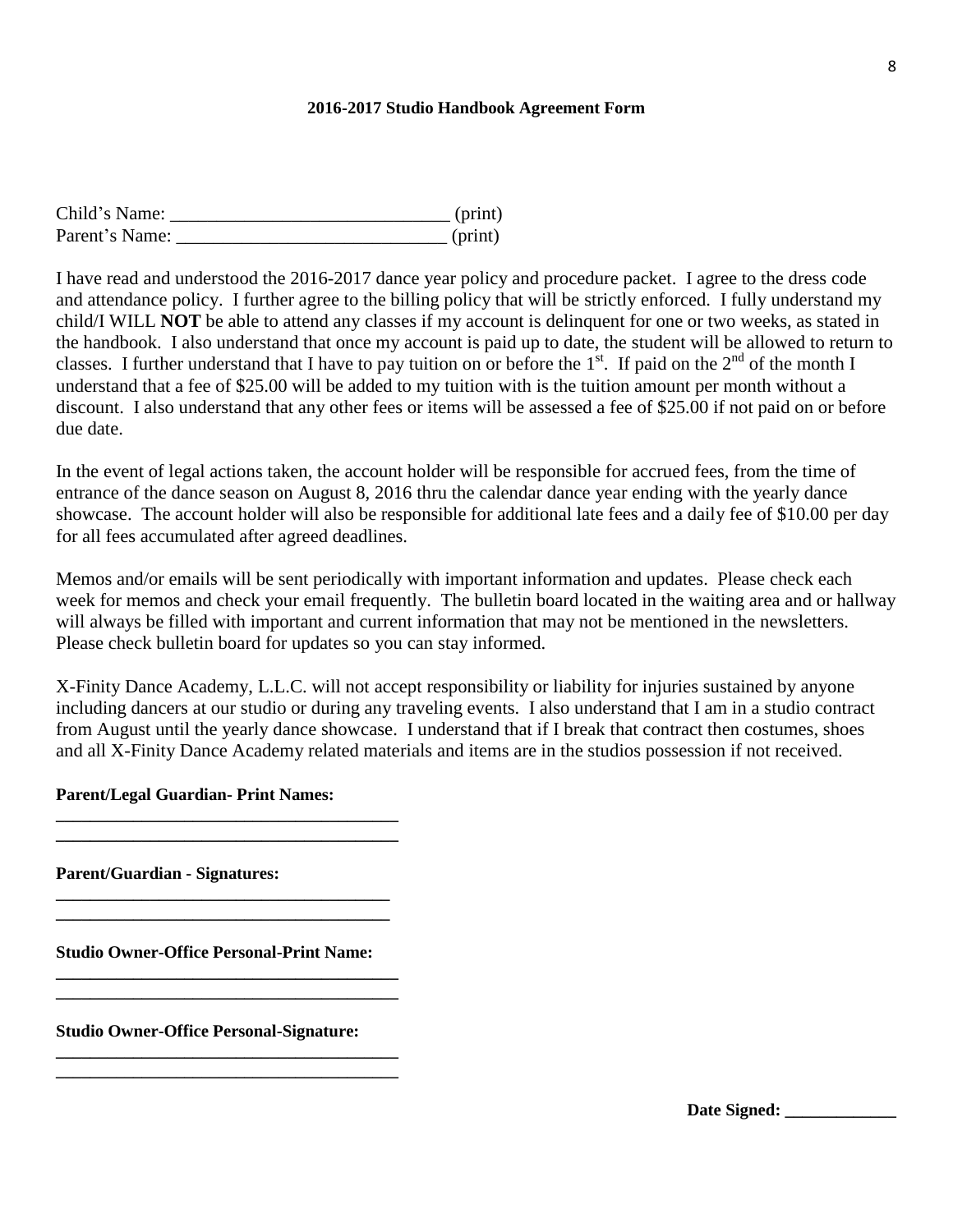**2016-2017 Studio Handbook Agreement Form**

Child's Name: ______________________________ (print)
Parent's Name: _____________________________ (print)

I have read and understood the 2016-2017 dance year policy and procedure packet. I agree to the dress code and attendance policy. I further agree to the billing policy that will be strictly enforced. I fully understand my child/I WILL **NOT** be able to attend any classes if my account is delinquent for one or two weeks, as stated in the handbook. I also understand that once my account is paid up to date, the student will be allowed to return to classes. I further understand that I have to pay tuition on or before the 1st. If paid on the 2nd of the month I understand that a fee of $25.00 will be added to my tuition with is the tuition amount per month without a discount. I also understand that any other fees or items will be assessed a fee of $25.00 if not paid on or before due date.

In the event of legal actions taken, the account holder will be responsible for accrued fees, from the time of entrance of the dance season on August 8, 2016 thru the calendar dance year ending with the yearly dance showcase. The account holder will also be responsible for additional late fees and a daily fee of $10.00 per day for all fees accumulated after agreed deadlines.

Memos and/or emails will be sent periodically with important information and updates. Please check each week for memos and check your email frequently. The bulletin board located in the waiting area and or hallway will always be filled with important and current information that may not be mentioned in the newsletters. Please check bulletin board for updates so you can stay informed.

X-Finity Dance Academy, L.L.C. will not accept responsibility or liability for injuries sustained by anyone including dancers at our studio or during any traveling events. I also understand that I am in a studio contract from August until the yearly dance showcase. I understand that if I break that contract then costumes, shoes and all X-Finity Dance Academy related materials and items are in the studios possession if not received.

**Parent/Legal Guardian- Print Names:**

**______________________________________**
**______________________________________**

**Parent/Guardian - Signatures:**

**______________________________________**
**______________________________________**

**Studio Owner-Office Personal-Print Name:**

**______________________________________**
**______________________________________**

**Studio Owner-Office Personal-Signature:**

**______________________________________**
**______________________________________**

**Date Signed: _____________**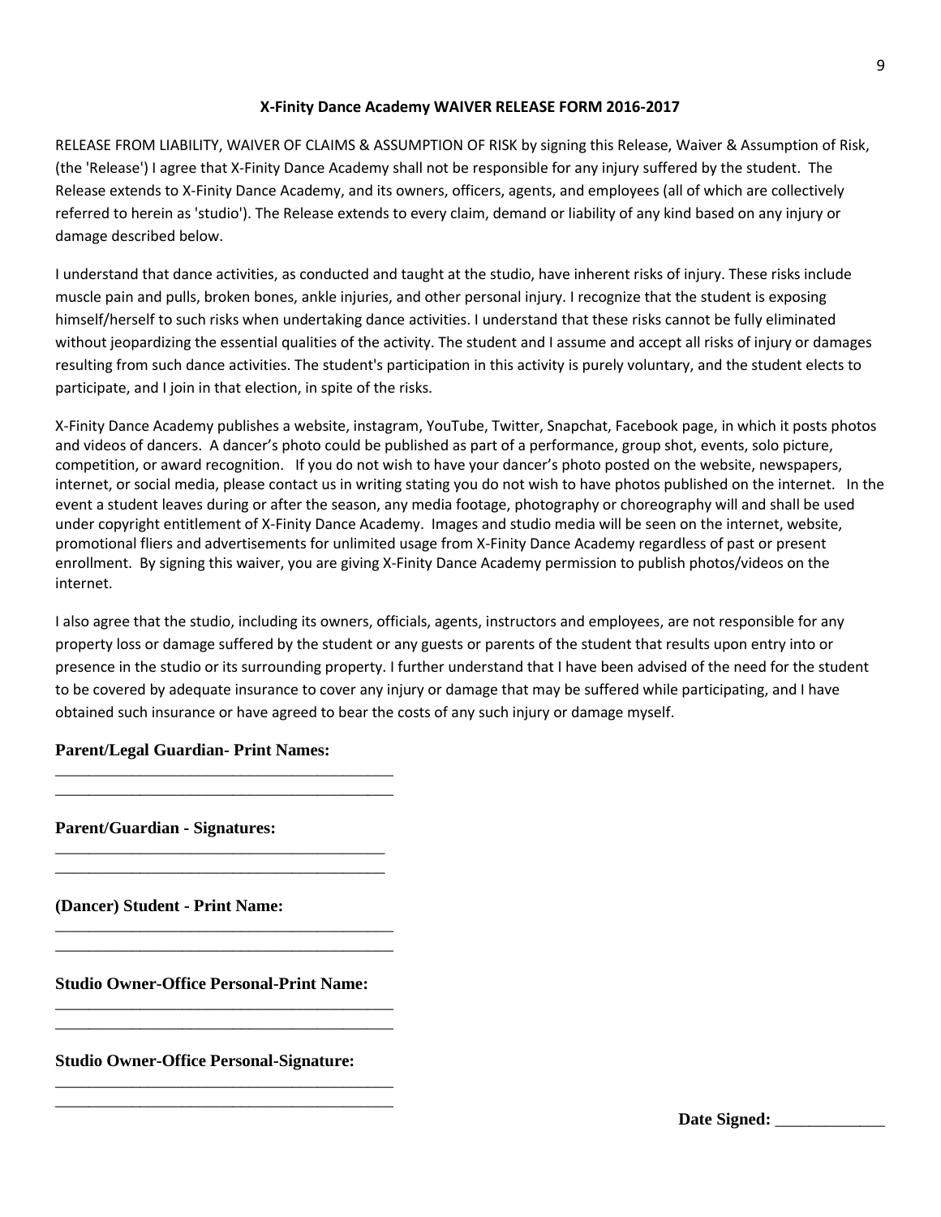## X-Finity Dance Academy WAIVER RELEASE FORM 2016-2017

RELEASE FROM LIABILITY, WAIVER OF CLAIMS & ASSUMPTION OF RISK by signing this Release, Waiver & Assumption of Risk, (the 'Release') I agree that X-Finity Dance Academy shall not be responsible for any injury suffered by the student. The Release extends to X-Finity Dance Academy, and its owners, officers, agents, and employees (all of which are collectively referred to herein as 'studio'). The Release extends to every claim, demand or liability of any kind based on any injury or damage described below.

I understand that dance activities, as conducted and taught at the studio, have inherent risks of injury. These risks include muscle pain and pulls, broken bones, ankle injuries, and other personal injury. I recognize that the student is exposing himself/herself to such risks when undertaking dance activities. I understand that these risks cannot be fully eliminated without jeopardizing the essential qualities of the activity. The student and I assume and accept all risks of injury or damages resulting from such dance activities. The student's participation in this activity is purely voluntary, and the student elects to participate, and I join in that election, in spite of the risks.

X-Finity Dance Academy publishes a website, instagram, YouTube, Twitter, Snapchat, Facebook page, in which it posts photos and videos of dancers. A dancer's photo could be published as part of a performance, group shot, events, solo picture, competition, or award recognition. If you do not wish to have your dancer's photo posted on the website, newspapers, internet, or social media, please contact us in writing stating you do not wish to have photos published on the internet. In the event a student leaves during or after the season, any media footage, photography or choreography will and shall be used under copyright entitlement of X-Finity Dance Academy. Images and studio media will be seen on the internet, website, promotional fliers and advertisements for unlimited usage from X-Finity Dance Academy regardless of past or present enrollment. By signing this waiver, you are giving X-Finity Dance Academy permission to publish photos/videos on the internet.

I also agree that the studio, including its owners, officials, agents, instructors and employees, are not responsible for any property loss or damage suffered by the student or any guests or parents of the student that results upon entry into or presence in the studio or its surrounding property. I further understand that I have been advised of the need for the student to be covered by adequate insurance to cover any injury or damage that may be suffered while participating, and I have obtained such insurance or have agreed to bear the costs of any such injury or damage myself.

**Parent/Legal Guardian- Print Names:**

\_\_\_\_\_\_\_\_\_\_\_\_\_\_\_\_\_\_\_\_\_\_\_\_\_\_\_\_\_\_\_\_\_\_\_\_\_\_\_\_\_\_

\_\_\_\_\_\_\_\_\_\_\_\_\_\_\_\_\_\_\_\_\_\_\_\_\_\_\_\_\_\_\_\_\_\_\_\_\_\_\_\_\_\_

**Parent/Guardian - Signatures:**

\_\_\_\_\_\_\_\_\_\_\_\_\_\_\_\_\_\_\_\_\_\_\_\_\_\_\_\_\_\_\_\_\_\_\_\_\_\_\_\_\_\_

\_\_\_\_\_\_\_\_\_\_\_\_\_\_\_\_\_\_\_\_\_\_\_\_\_\_\_\_\_\_\_\_\_\_\_\_\_\_\_\_\_\_

**(Dancer) Student - Print Name:**

\_\_\_\_\_\_\_\_\_\_\_\_\_\_\_\_\_\_\_\_\_\_\_\_\_\_\_\_\_\_\_\_\_\_\_\_\_\_\_\_\_\_

\_\_\_\_\_\_\_\_\_\_\_\_\_\_\_\_\_\_\_\_\_\_\_\_\_\_\_\_\_\_\_\_\_\_\_\_\_\_\_\_\_\_

**Studio Owner-Office Personal-Print Name:**

\_\_\_\_\_\_\_\_\_\_\_\_\_\_\_\_\_\_\_\_\_\_\_\_\_\_\_\_\_\_\_\_\_\_\_\_\_\_\_\_\_\_

\_\_\_\_\_\_\_\_\_\_\_\_\_\_\_\_\_\_\_\_\_\_\_\_\_\_\_\_\_\_\_\_\_\_\_\_\_\_\_\_\_\_

**Studio Owner-Office Personal-Signature:**

\_\_\_\_\_\_\_\_\_\_\_\_\_\_\_\_\_\_\_\_\_\_\_\_\_\_\_\_\_\_\_\_\_\_\_\_\_\_\_\_\_\_

\_\_\_\_\_\_\_\_\_\_\_\_\_\_\_\_\_\_\_\_\_\_\_\_\_\_\_\_\_\_\_\_\_\_\_\_\_\_\_\_\_\_

**Date Signed:** \_\_\_\_\_\_\_\_\_\_\_\_\_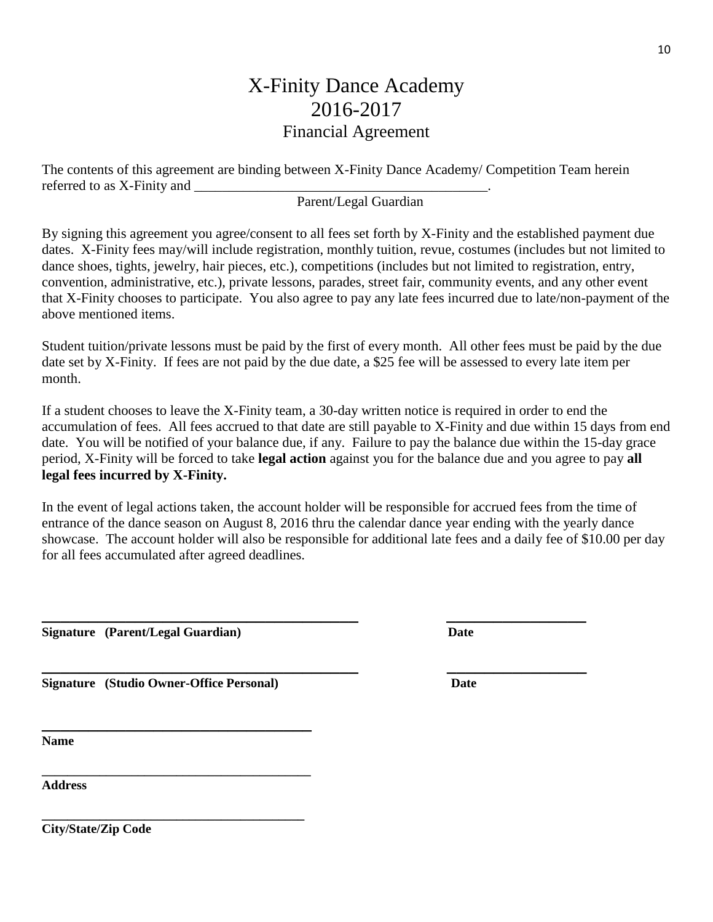# X-Finity Dance Academy
# 2016-2017
## Financial Agreement

The contents of this agreement are binding between X-Finity Dance Academy/ Competition Team herein referred to as X-Finity and ___________________________________________.
Parent/Legal Guardian

By signing this agreement you agree/consent to all fees set forth by X-Finity and the established payment due dates. X-Finity fees may/will include registration, monthly tuition, revue, costumes (includes but not limited to dance shoes, tights, jewelry, hair pieces, etc.), competitions (includes but not limited to registration, entry, convention, administrative, etc.), private lessons, parades, street fair, community events, and any other event that X-Finity chooses to participate. You also agree to pay any late fees incurred due to late/non-payment of the above mentioned items.

Student tuition/private lessons must be paid by the first of every month. All other fees must be paid by the due date set by X-Finity. If fees are not paid by the due date, a $25 fee will be assessed to every late item per month.

If a student chooses to leave the X-Finity team, a 30-day written notice is required in order to end the accumulation of fees. All fees accrued to that date are still payable to X-Finity and due within 15 days from end date. You will be notified of your balance due, if any. Failure to pay the balance due within the 15-day grace period, X-Finity will be forced to take **legal action** against you for the balance due and you agree to pay **all legal fees incurred by X-Finity.**

In the event of legal actions taken, the account holder will be responsible for accrued fees from the time of entrance of the dance season on August 8, 2016 thru the calendar dance year ending with the yearly dance showcase. The account holder will also be responsible for additional late fees and a daily fee of $10.00 per day for all fees accumulated after agreed deadlines.

________________________________________________ ____________________
**Signature (Parent/Legal Guardian)** **Date**

________________________________________________ ____________________
**Signature (Studio Owner-Office Personal)** **Date**

________________________________________
**Name**

________________________________________
**Address**

________________________________________
**City/State/Zip Code**